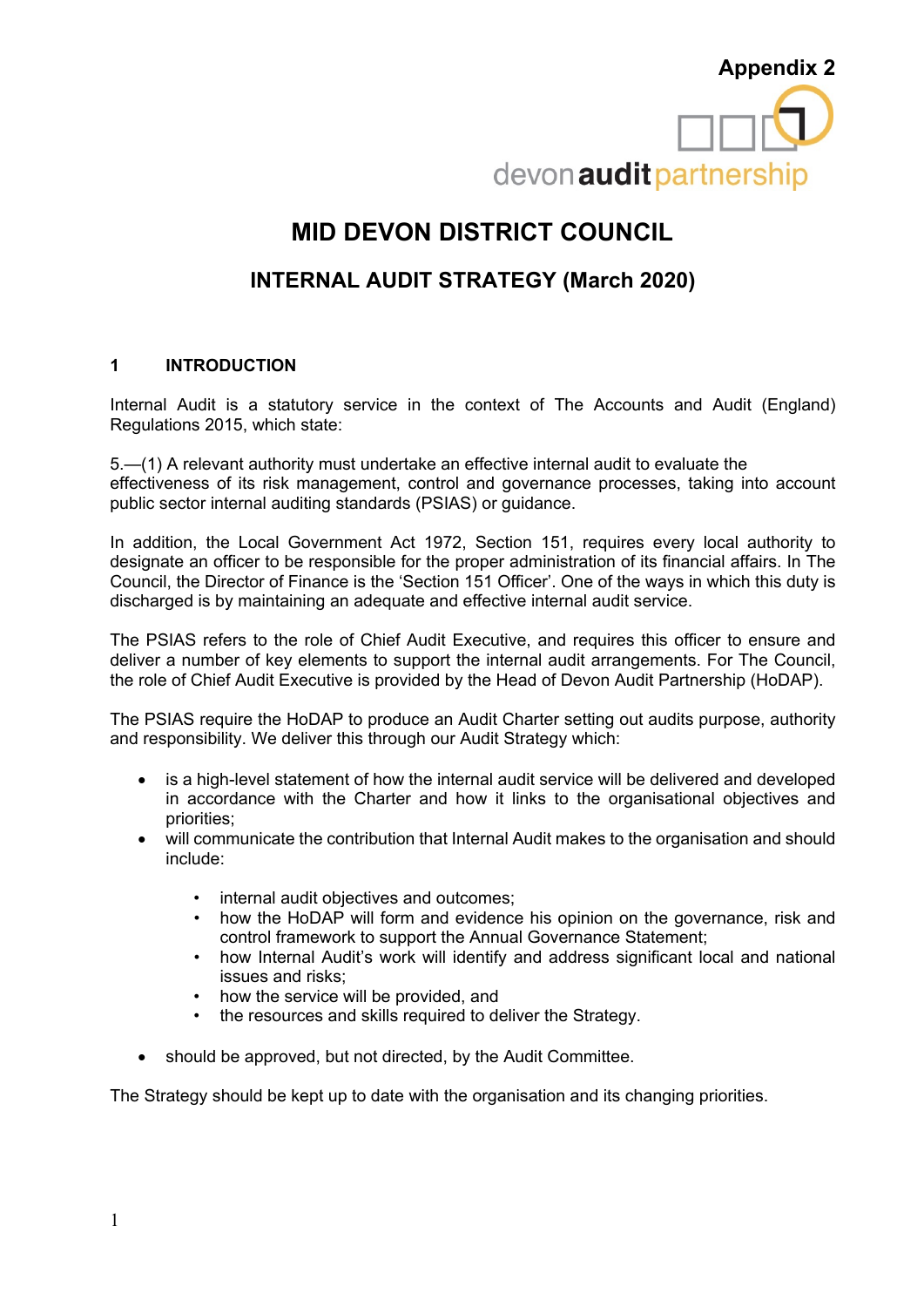Appendix 2

devon audit partnership

# MID DEVON DISTRICT COUNCIL

## INTERNAL AUDIT STRATEGY (March 2020)

### 1 INTRODUCTION

Internal Audit is a statutory service in the context of The Accounts and Audit (England) Regulations 2015, which state:

5.—(1) A relevant authority must undertake an effective internal audit to evaluate the effectiveness of its risk management, control and governance processes, taking into account public sector internal auditing standards (PSIAS) or guidance.

In addition, the Local Government Act 1972, Section 151, requires every local authority to designate an officer to be responsible for the proper administration of its financial affairs. In The Council, the Director of Finance is the 'Section 151 Officer'. One of the ways in which this duty is discharged is by maintaining an adequate and effective internal audit service.

The PSIAS refers to the role of Chief Audit Executive, and requires this officer to ensure and deliver a number of key elements to support the internal audit arrangements. For The Council, the role of Chief Audit Executive is provided by the Head of Devon Audit Partnership (HoDAP).

The PSIAS require the HoDAP to produce an Audit Charter setting out audits purpose, authority and responsibility. We deliver this through our Audit Strategy which:

- is a high-level statement of how the internal audit service will be delivered and developed in accordance with the Charter and how it links to the organisational objectives and priorities;
- will communicate the contribution that Internal Audit makes to the organisation and should include:
  - internal audit objectives and outcomes;
  - how the HoDAP will form and evidence his opinion on the governance, risk and control framework to support the Annual Governance Statement;
  - how Internal Audit's work will identify and address significant local and national issues and risks;
  - how the service will be provided, and
  - the resources and skills required to deliver the Strategy.
- should be approved, but not directed, by the Audit Committee.

The Strategy should be kept up to date with the organisation and its changing priorities.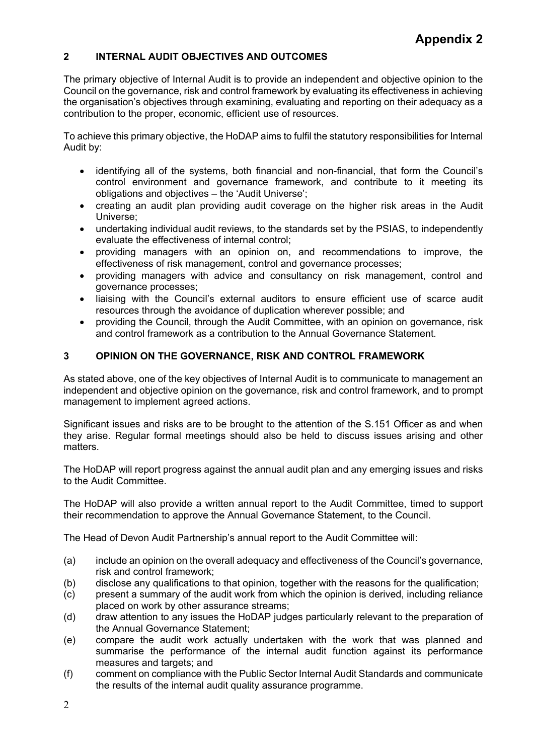**Appendix 2**

## 2 INTERNAL AUDIT OBJECTIVES AND OUTCOMES

The primary objective of Internal Audit is to provide an independent and objective opinion to the Council on the governance, risk and control framework by evaluating its effectiveness in achieving the organisation's objectives through examining, evaluating and reporting on their adequacy as a contribution to the proper, economic, efficient use of resources.

To achieve this primary objective, the HoDAP aims to fulfil the statutory responsibilities for Internal Audit by:

- identifying all of the systems, both financial and non-financial, that form the Council's control environment and governance framework, and contribute to it meeting its obligations and objectives – the 'Audit Universe';
- creating an audit plan providing audit coverage on the higher risk areas in the Audit Universe;
- undertaking individual audit reviews, to the standards set by the PSIAS, to independently evaluate the effectiveness of internal control;
- providing managers with an opinion on, and recommendations to improve, the effectiveness of risk management, control and governance processes;
- providing managers with advice and consultancy on risk management, control and governance processes;
- liaising with the Council's external auditors to ensure efficient use of scarce audit resources through the avoidance of duplication wherever possible; and
- providing the Council, through the Audit Committee, with an opinion on governance, risk and control framework as a contribution to the Annual Governance Statement.

## 3 OPINION ON THE GOVERNANCE, RISK AND CONTROL FRAMEWORK

As stated above, one of the key objectives of Internal Audit is to communicate to management an independent and objective opinion on the governance, risk and control framework, and to prompt management to implement agreed actions.

Significant issues and risks are to be brought to the attention of the S.151 Officer as and when they arise. Regular formal meetings should also be held to discuss issues arising and other matters.

The HoDAP will report progress against the annual audit plan and any emerging issues and risks to the Audit Committee.

The HoDAP will also provide a written annual report to the Audit Committee, timed to support their recommendation to approve the Annual Governance Statement, to the Council.

The Head of Devon Audit Partnership's annual report to the Audit Committee will:

(a) include an opinion on the overall adequacy and effectiveness of the Council's governance, risk and control framework;
(b) disclose any qualifications to that opinion, together with the reasons for the qualification;
(c) present a summary of the audit work from which the opinion is derived, including reliance placed on work by other assurance streams;
(d) draw attention to any issues the HoDAP judges particularly relevant to the preparation of the Annual Governance Statement;
(e) compare the audit work actually undertaken with the work that was planned and summarise the performance of the internal audit function against its performance measures and targets; and
(f) comment on compliance with the Public Sector Internal Audit Standards and communicate the results of the internal audit quality assurance programme.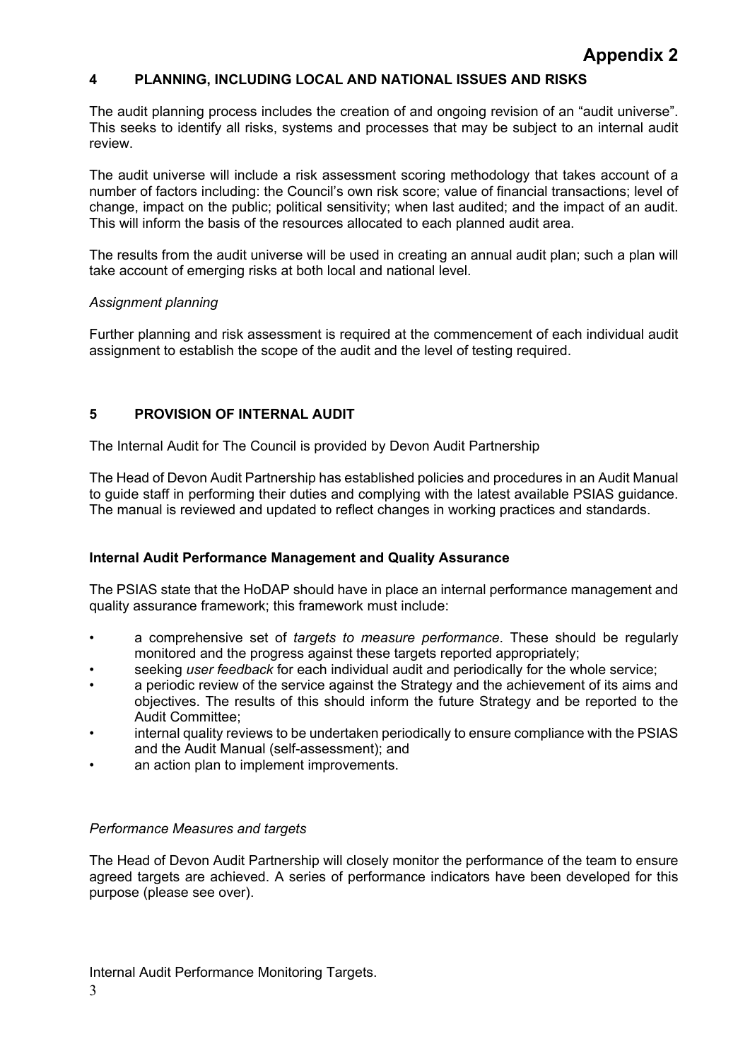# Appendix 2

## 4 PLANNING, INCLUDING LOCAL AND NATIONAL ISSUES AND RISKS

The audit planning process includes the creation of and ongoing revision of an "audit universe". This seeks to identify all risks, systems and processes that may be subject to an internal audit review.

The audit universe will include a risk assessment scoring methodology that takes account of a number of factors including: the Council's own risk score; value of financial transactions; level of change, impact on the public; political sensitivity; when last audited; and the impact of an audit. This will inform the basis of the resources allocated to each planned audit area.

The results from the audit universe will be used in creating an annual audit plan; such a plan will take account of emerging risks at both local and national level.

*Assignment planning*

Further planning and risk assessment is required at the commencement of each individual audit assignment to establish the scope of the audit and the level of testing required.

## 5 PROVISION OF INTERNAL AUDIT

The Internal Audit for The Council is provided by Devon Audit Partnership

The Head of Devon Audit Partnership has established policies and procedures in an Audit Manual to guide staff in performing their duties and complying with the latest available PSIAS guidance. The manual is reviewed and updated to reflect changes in working practices and standards.

### Internal Audit Performance Management and Quality Assurance

The PSIAS state that the HoDAP should have in place an internal performance management and quality assurance framework; this framework must include:

- a comprehensive set of *targets to measure performance*. These should be regularly monitored and the progress against these targets reported appropriately;
- seeking *user feedback* for each individual audit and periodically for the whole service;
- a periodic review of the service against the Strategy and the achievement of its aims and objectives. The results of this should inform the future Strategy and be reported to the Audit Committee;
- internal quality reviews to be undertaken periodically to ensure compliance with the PSIAS and the Audit Manual (self-assessment); and
- an action plan to implement improvements.

*Performance Measures and targets*

The Head of Devon Audit Partnership will closely monitor the performance of the team to ensure agreed targets are achieved. A series of performance indicators have been developed for this purpose (please see over).

Internal Audit Performance Monitoring Targets.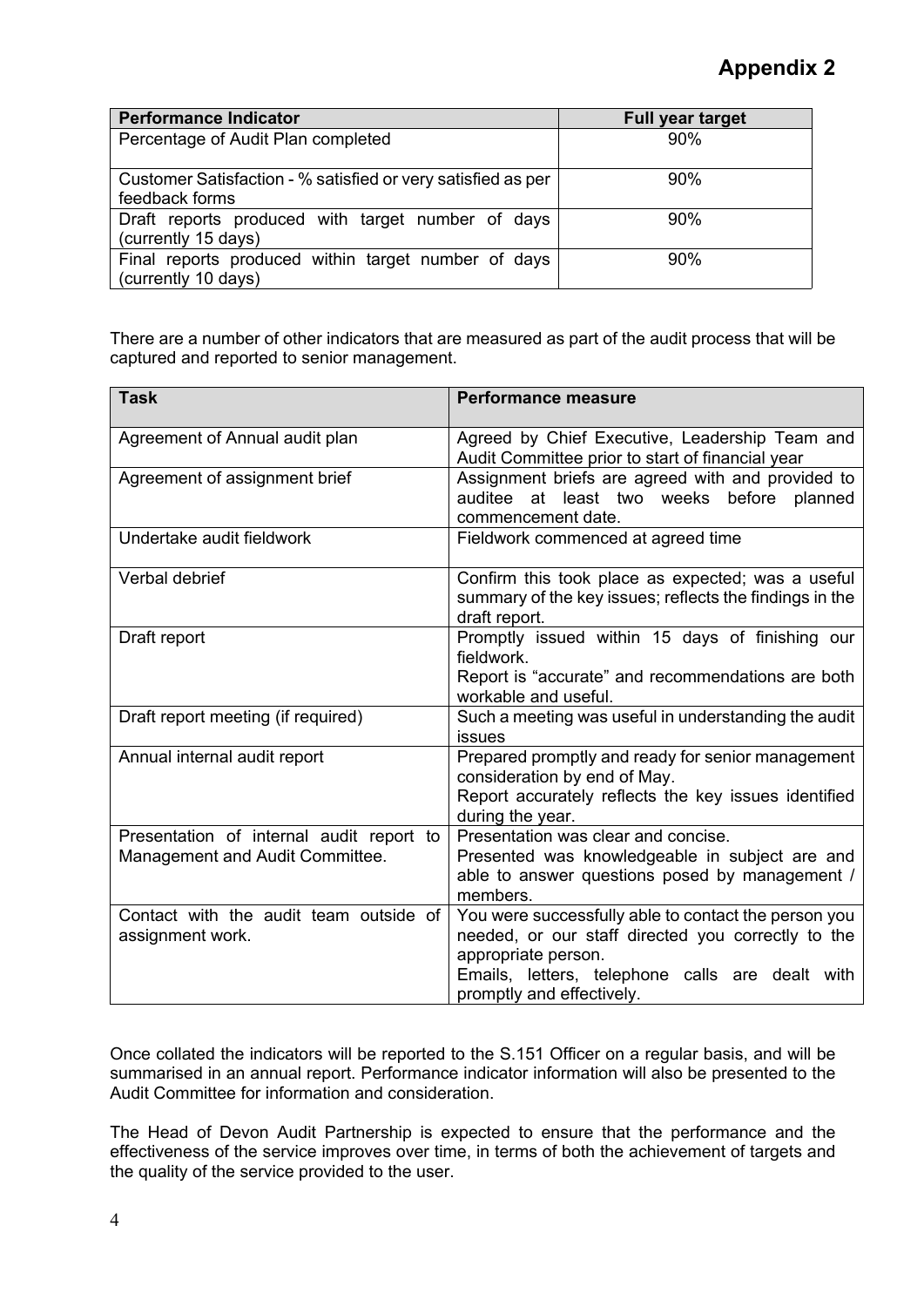# Appendix 2

| Performance Indicator | Full year target |
| --- | --- |
| Percentage of Audit Plan completed | 90% |
| Customer Satisfaction - % satisfied or very satisfied as per feedback forms | 90% |
| Draft reports produced with target number of days (currently 15 days) | 90% |
| Final reports produced within target number of days (currently 10 days) | 90% |

There are a number of other indicators that are measured as part of the audit process that will be captured and reported to senior management.

| Task | Performance measure |
| --- | --- |
| Agreement of Annual audit plan | Agreed by Chief Executive, Leadership Team and Audit Committee prior to start of financial year |
| Agreement of assignment brief | Assignment briefs are agreed with and provided to auditee at least two weeks before planned commencement date. |
| Undertake audit fieldwork | Fieldwork commenced at agreed time |
| Verbal debrief | Confirm this took place as expected; was a useful summary of the key issues; reflects the findings in the draft report. |
| Draft report | Promptly issued within 15 days of finishing our fieldwork.<br>Report is "accurate" and recommendations are both workable and useful. |
| Draft report meeting (if required) | Such a meeting was useful in understanding the audit issues |
| Annual internal audit report | Prepared promptly and ready for senior management consideration by end of May.<br>Report accurately reflects the key issues identified during the year. |
| Presentation of internal audit report to Management and Audit Committee. | Presentation was clear and concise.<br>Presented was knowledgeable in subject are and able to answer questions posed by management / members. |
| Contact with the audit team outside of assignment work. | You were successfully able to contact the person you needed, or our staff directed you correctly to the appropriate person.<br>Emails, letters, telephone calls are dealt with promptly and effectively. |

Once collated the indicators will be reported to the S.151 Officer on a regular basis, and will be summarised in an annual report. Performance indicator information will also be presented to the Audit Committee for information and consideration.

The Head of Devon Audit Partnership is expected to ensure that the performance and the effectiveness of the service improves over time, in terms of both the achievement of targets and the quality of the service provided to the user.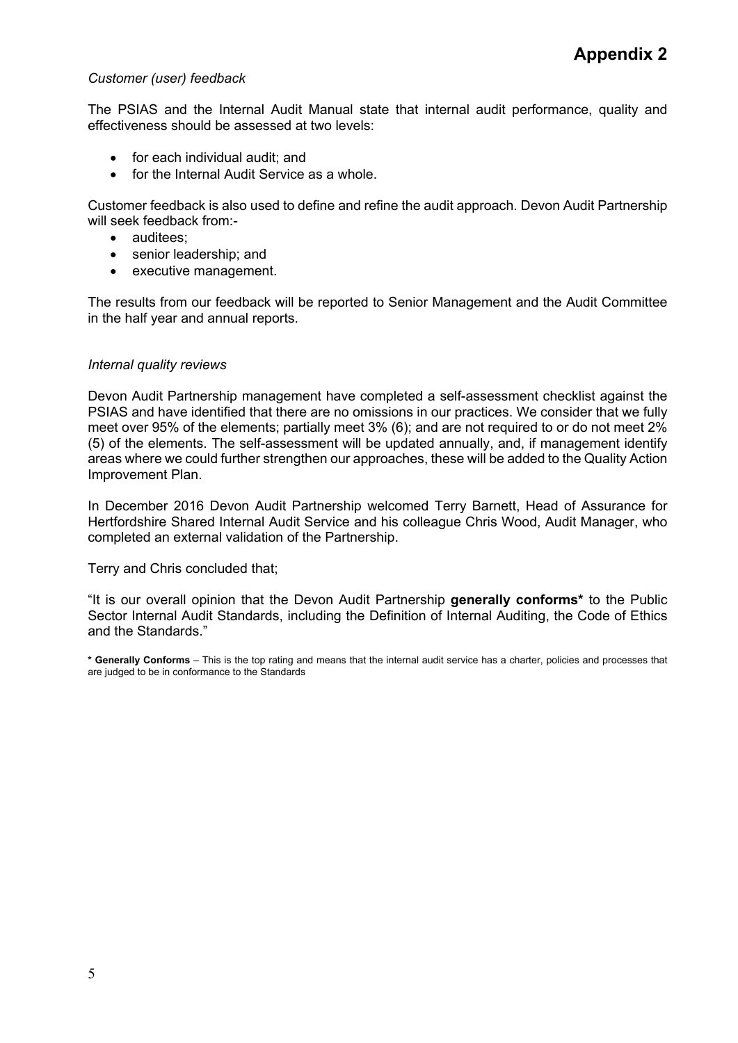# Appendix 2

*Customer (user) feedback*

The PSIAS and the Internal Audit Manual state that internal audit performance, quality and effectiveness should be assessed at two levels:

- for each individual audit; and
- for the Internal Audit Service as a whole.

Customer feedback is also used to define and refine the audit approach. Devon Audit Partnership will seek feedback from:-

- auditees;
- senior leadership; and
- executive management.

The results from our feedback will be reported to Senior Management and the Audit Committee in the half year and annual reports.

*Internal quality reviews*

Devon Audit Partnership management have completed a self-assessment checklist against the PSIAS and have identified that there are no omissions in our practices. We consider that we fully meet over 95% of the elements; partially meet 3% (6); and are not required to or do not meet 2% (5) of the elements. The self-assessment will be updated annually, and, if management identify areas where we could further strengthen our approaches, these will be added to the Quality Action Improvement Plan.

In December 2016 Devon Audit Partnership welcomed Terry Barnett, Head of Assurance for Hertfordshire Shared Internal Audit Service and his colleague Chris Wood, Audit Manager, who completed an external validation of the Partnership.

Terry and Chris concluded that;

"It is our overall opinion that the Devon Audit Partnership **generally conforms*** to the Public Sector Internal Audit Standards, including the Definition of Internal Auditing, the Code of Ethics and the Standards."

**\* Generally Conforms** – This is the top rating and means that the internal audit service has a charter, policies and processes that are judged to be in conformance to the Standards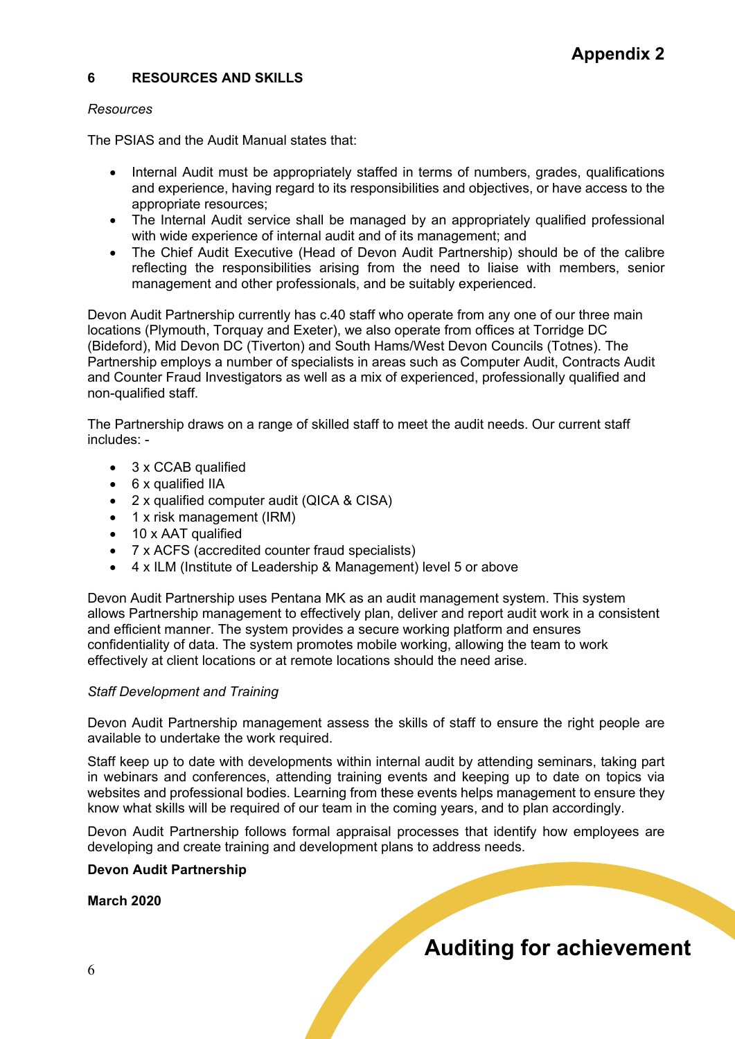Appendix 2

## 6 RESOURCES AND SKILLS

*Resources*

The PSIAS and the Audit Manual states that:

- Internal Audit must be appropriately staffed in terms of numbers, grades, qualifications and experience, having regard to its responsibilities and objectives, or have access to the appropriate resources;
- The Internal Audit service shall be managed by an appropriately qualified professional with wide experience of internal audit and of its management; and
- The Chief Audit Executive (Head of Devon Audit Partnership) should be of the calibre reflecting the responsibilities arising from the need to liaise with members, senior management and other professionals, and be suitably experienced.

Devon Audit Partnership currently has c.40 staff who operate from any one of our three main locations (Plymouth, Torquay and Exeter), we also operate from offices at Torridge DC (Bideford), Mid Devon DC (Tiverton) and South Hams/West Devon Councils (Totnes). The Partnership employs a number of specialists in areas such as Computer Audit, Contracts Audit and Counter Fraud Investigators as well as a mix of experienced, professionally qualified and non-qualified staff.

The Partnership draws on a range of skilled staff to meet the audit needs. Our current staff includes: -

- 3 x CCAB qualified
- 6 x qualified IIA
- 2 x qualified computer audit (QICA & CISA)
- 1 x risk management (IRM)
- 10 x AAT qualified
- 7 x ACFS (accredited counter fraud specialists)
- 4 x ILM (Institute of Leadership & Management) level 5 or above

Devon Audit Partnership uses Pentana MK as an audit management system. This system allows Partnership management to effectively plan, deliver and report audit work in a consistent and efficient manner. The system provides a secure working platform and ensures confidentiality of data. The system promotes mobile working, allowing the team to work effectively at client locations or at remote locations should the need arise.

*Staff Development and Training*

Devon Audit Partnership management assess the skills of staff to ensure the right people are available to undertake the work required.

Staff keep up to date with developments within internal audit by attending seminars, taking part in webinars and conferences, attending training events and keeping up to date on topics via websites and professional bodies. Learning from these events helps management to ensure they know what skills will be required of our team in the coming years, and to plan accordingly.

Devon Audit Partnership follows formal appraisal processes that identify how employees are developing and create training and development plans to address needs.

**Devon Audit Partnership**

**March 2020**

**Auditing for achievement**